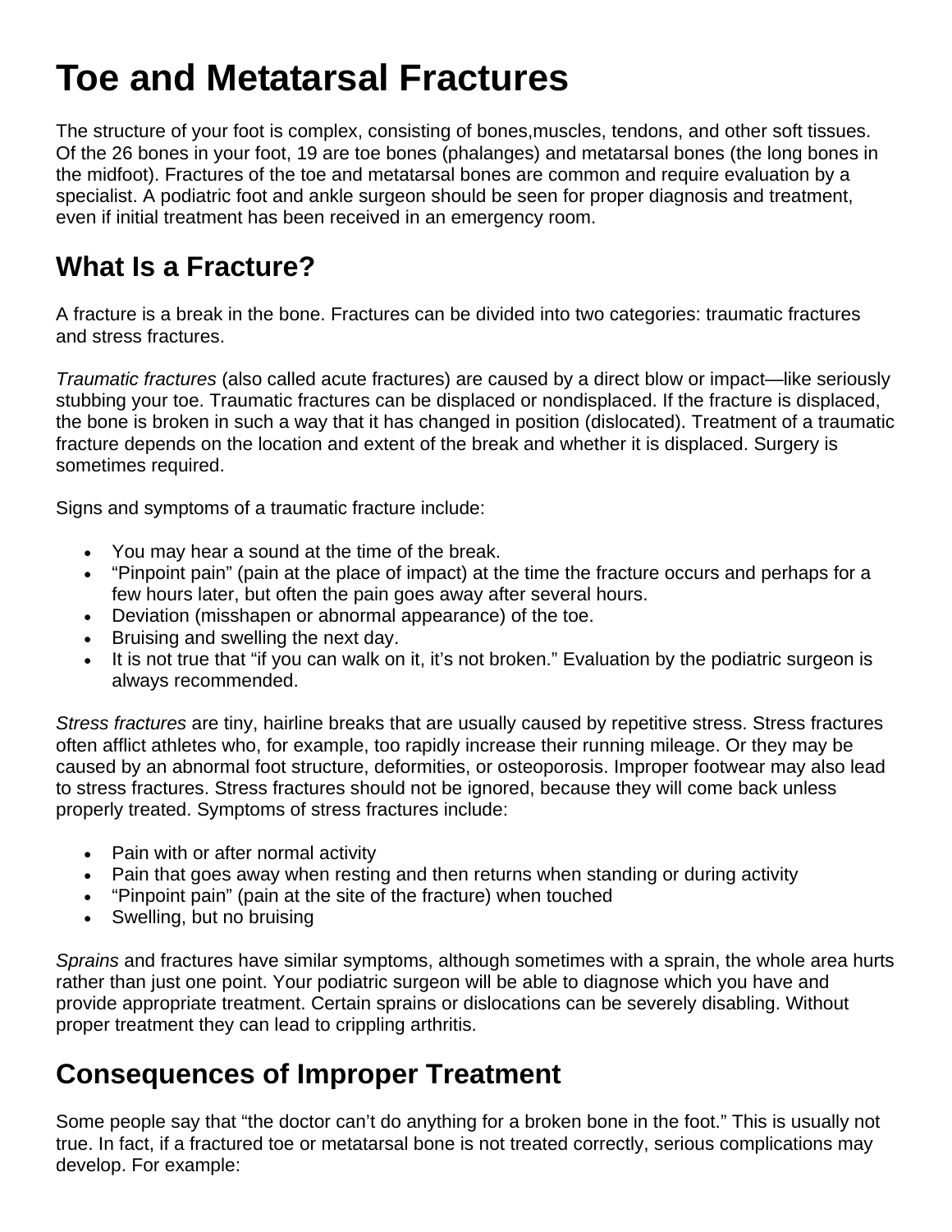# Toe and Metatarsal Fractures

The structure of your foot is complex, consisting of bones,muscles, tendons, and other soft tissues. Of the 26 bones in your foot, 19 are toe bones (phalanges) and metatarsal bones (the long bones in the midfoot). Fractures of the toe and metatarsal bones are common and require evaluation by a specialist. A podiatric foot and ankle surgeon should be seen for proper diagnosis and treatment, even if initial treatment has been received in an emergency room.

## What Is a Fracture?

A fracture is a break in the bone. Fractures can be divided into two categories: traumatic fractures and stress fractures.

*Traumatic fractures* (also called acute fractures) are caused by a direct blow or impact—like seriously stubbing your toe. Traumatic fractures can be displaced or nondisplaced. If the fracture is displaced, the bone is broken in such a way that it has changed in position (dislocated). Treatment of a traumatic fracture depends on the location and extent of the break and whether it is displaced. Surgery is sometimes required.

Signs and symptoms of a traumatic fracture include:

- You may hear a sound at the time of the break.
- "Pinpoint pain" (pain at the place of impact) at the time the fracture occurs and perhaps for a few hours later, but often the pain goes away after several hours.
- Deviation (misshapen or abnormal appearance) of the toe.
- Bruising and swelling the next day.
- It is not true that "if you can walk on it, it's not broken." Evaluation by the podiatric surgeon is always recommended.

*Stress fractures* are tiny, hairline breaks that are usually caused by repetitive stress. Stress fractures often afflict athletes who, for example, too rapidly increase their running mileage. Or they may be caused by an abnormal foot structure, deformities, or osteoporosis. Improper footwear may also lead to stress fractures. Stress fractures should not be ignored, because they will come back unless properly treated. Symptoms of stress fractures include:

- Pain with or after normal activity
- Pain that goes away when resting and then returns when standing or during activity
- "Pinpoint pain" (pain at the site of the fracture) when touched
- Swelling, but no bruising

*Sprains* and fractures have similar symptoms, although sometimes with a sprain, the whole area hurts rather than just one point. Your podiatric surgeon will be able to diagnose which you have and provide appropriate treatment. Certain sprains or dislocations can be severely disabling. Without proper treatment they can lead to crippling arthritis.

## Consequences of Improper Treatment

Some people say that "the doctor can't do anything for a broken bone in the foot." This is usually not true. In fact, if a fractured toe or metatarsal bone is not treated correctly, serious complications may develop. For example: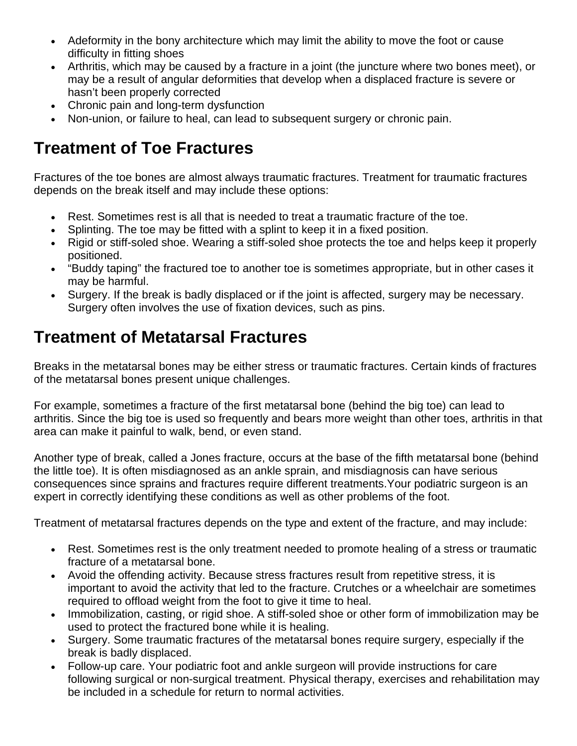- Adeformity in the bony architecture which may limit the ability to move the foot or cause difficulty in fitting shoes
- Arthritis, which may be caused by a fracture in a joint (the juncture where two bones meet), or may be a result of angular deformities that develop when a displaced fracture is severe or hasn't been properly corrected
- Chronic pain and long-term dysfunction
- Non-union, or failure to heal, can lead to subsequent surgery or chronic pain.

## Treatment of Toe Fractures

Fractures of the toe bones are almost always traumatic fractures. Treatment for traumatic fractures depends on the break itself and may include these options:

- Rest. Sometimes rest is all that is needed to treat a traumatic fracture of the toe.
- Splinting. The toe may be fitted with a splint to keep it in a fixed position.
- Rigid or stiff-soled shoe. Wearing a stiff-soled shoe protects the toe and helps keep it properly positioned.
- "Buddy taping" the fractured toe to another toe is sometimes appropriate, but in other cases it may be harmful.
- Surgery. If the break is badly displaced or if the joint is affected, surgery may be necessary. Surgery often involves the use of fixation devices, such as pins.

## Treatment of Metatarsal Fractures

Breaks in the metatarsal bones may be either stress or traumatic fractures. Certain kinds of fractures of the metatarsal bones present unique challenges.

For example, sometimes a fracture of the first metatarsal bone (behind the big toe) can lead to arthritis. Since the big toe is used so frequently and bears more weight than other toes, arthritis in that area can make it painful to walk, bend, or even stand.

Another type of break, called a Jones fracture, occurs at the base of the fifth metatarsal bone (behind the little toe). It is often misdiagnosed as an ankle sprain, and misdiagnosis can have serious consequences since sprains and fractures require different treatments.Your podiatric surgeon is an expert in correctly identifying these conditions as well as other problems of the foot.

Treatment of metatarsal fractures depends on the type and extent of the fracture, and may include:

- Rest. Sometimes rest is the only treatment needed to promote healing of a stress or traumatic fracture of a metatarsal bone.
- Avoid the offending activity. Because stress fractures result from repetitive stress, it is important to avoid the activity that led to the fracture. Crutches or a wheelchair are sometimes required to offload weight from the foot to give it time to heal.
- Immobilization, casting, or rigid shoe. A stiff-soled shoe or other form of immobilization may be used to protect the fractured bone while it is healing.
- Surgery. Some traumatic fractures of the metatarsal bones require surgery, especially if the break is badly displaced.
- Follow-up care. Your podiatric foot and ankle surgeon will provide instructions for care following surgical or non-surgical treatment. Physical therapy, exercises and rehabilitation may be included in a schedule for return to normal activities.